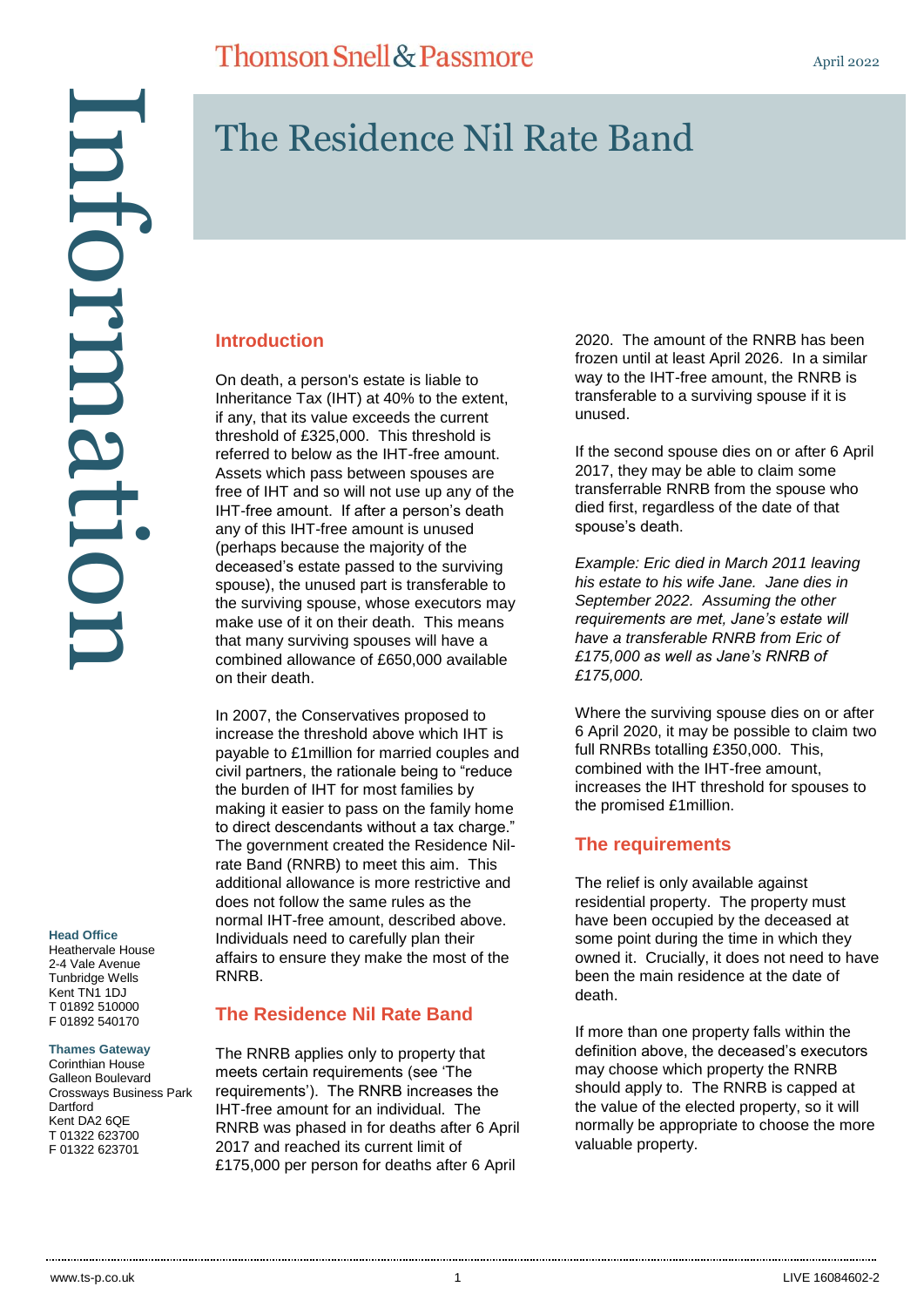Thomson Snell & Passmore

April 2022

Information

# The Residence Nil Rate Band

## Introduction

On death, a person's estate is liable to Inheritance Tax (IHT) at 40% to the extent, if any, that its value exceeds the current threshold of £325,000. This threshold is referred to below as the IHT-free amount. Assets which pass between spouses are free of IHT and so will not use up any of the IHT-free amount. If after a person's death any of this IHT-free amount is unused (perhaps because the majority of the deceased's estate passed to the surviving spouse), the unused part is transferable to the surviving spouse, whose executors may make use of it on their death. This means that many surviving spouses will have a combined allowance of £650,000 available on their death.

In 2007, the Conservatives proposed to increase the threshold above which IHT is payable to £1million for married couples and civil partners, the rationale being to "reduce the burden of IHT for most families by making it easier to pass on the family home to direct descendants without a tax charge." The government created the Residence Nil-rate Band (RNRB) to meet this aim. This additional allowance is more restrictive and does not follow the same rules as the normal IHT-free amount, described above. Individuals need to carefully plan their affairs to ensure they make the most of the RNRB.

## The Residence Nil Rate Band

The RNRB applies only to property that meets certain requirements (see 'The requirements'). The RNRB increases the IHT-free amount for an individual. The RNRB was phased in for deaths after 6 April 2017 and reached its current limit of £175,000 per person for deaths after 6 April 2020. The amount of the RNRB has been frozen until at least April 2026. In a similar way to the IHT-free amount, the RNRB is transferable to a surviving spouse if it is unused.

If the second spouse dies on or after 6 April 2017, they may be able to claim some transferrable RNRB from the spouse who died first, regardless of the date of that spouse's death.

*Example: Eric died in March 2011 leaving his estate to his wife Jane. Jane dies in September 2022. Assuming the other requirements are met, Jane's estate will have a transferable RNRB from Eric of £175,000 as well as Jane's RNRB of £175,000.*

Where the surviving spouse dies on or after 6 April 2020, it may be possible to claim two full RNRBs totalling £350,000. This, combined with the IHT-free amount, increases the IHT threshold for spouses to the promised £1million.

## The requirements

The relief is only available against residential property. The property must have been occupied by the deceased at some point during the time in which they owned it. Crucially, it does not need to have been the main residence at the date of death.

If more than one property falls within the definition above, the deceased's executors may choose which property the RNRB should apply to. The RNRB is capped at the value of the elected property, so it will normally be appropriate to choose the more valuable property.

**Head Office**
Heathervale House
2-4 Vale Avenue
Tunbridge Wells
Kent TN1 1DJ
T 01892 510000
F 01892 540170

**Thames Gateway**
Corinthian House
Galleon Boulevard
Crossways Business Park
Dartford
Kent DA2 6QE
T 01322 623700
F 01322 623701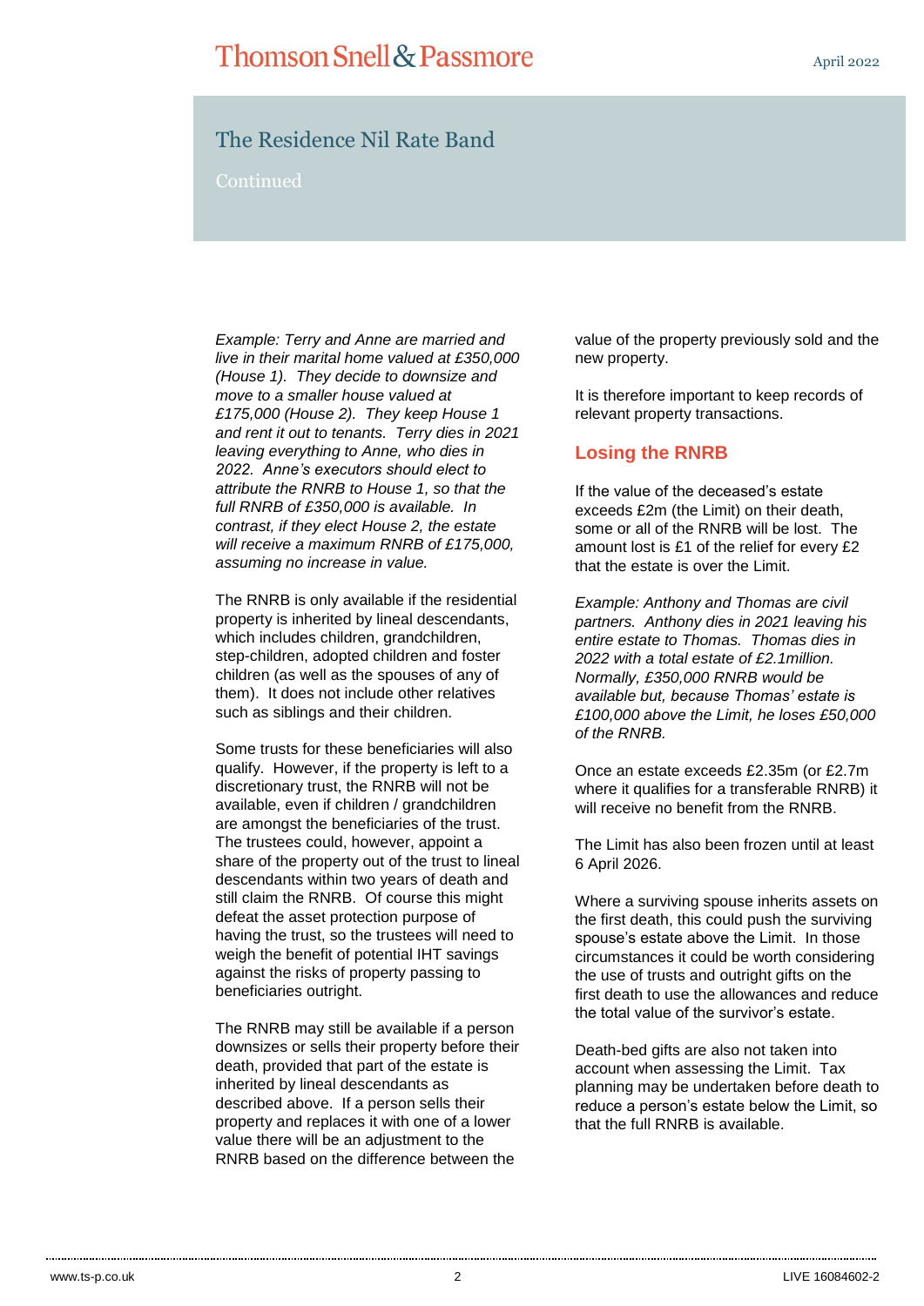## The Residence Nil Rate Band

Continued

*Example: Terry and Anne are married and live in their marital home valued at £350,000 (House 1). They decide to downsize and move to a smaller house valued at £175,000 (House 2). They keep House 1 and rent it out to tenants. Terry dies in 2021 leaving everything to Anne, who dies in 2022. Anne's executors should elect to attribute the RNRB to House 1, so that the full RNRB of £350,000 is available. In contrast, if they elect House 2, the estate will receive a maximum RNRB of £175,000, assuming no increase in value.*

The RNRB is only available if the residential property is inherited by lineal descendants, which includes children, grandchildren, step-children, adopted children and foster children (as well as the spouses of any of them). It does not include other relatives such as siblings and their children.

Some trusts for these beneficiaries will also qualify. However, if the property is left to a discretionary trust, the RNRB will not be available, even if children / grandchildren are amongst the beneficiaries of the trust. The trustees could, however, appoint a share of the property out of the trust to lineal descendants within two years of death and still claim the RNRB. Of course this might defeat the asset protection purpose of having the trust, so the trustees will need to weigh the benefit of potential IHT savings against the risks of property passing to beneficiaries outright.

The RNRB may still be available if a person downsizes or sells their property before their death, provided that part of the estate is inherited by lineal descendants as described above. If a person sells their property and replaces it with one of a lower value there will be an adjustment to the RNRB based on the difference between the value of the property previously sold and the new property.

It is therefore important to keep records of relevant property transactions.

### Losing the RNRB

If the value of the deceased's estate exceeds £2m (the Limit) on their death, some or all of the RNRB will be lost. The amount lost is £1 of the relief for every £2 that the estate is over the Limit.

*Example: Anthony and Thomas are civil partners. Anthony dies in 2021 leaving his entire estate to Thomas. Thomas dies in 2022 with a total estate of £2.1million. Normally, £350,000 RNRB would be available but, because Thomas' estate is £100,000 above the Limit, he loses £50,000 of the RNRB.*

Once an estate exceeds £2.35m (or £2.7m where it qualifies for a transferable RNRB) it will receive no benefit from the RNRB.

The Limit has also been frozen until at least 6 April 2026.

Where a surviving spouse inherits assets on the first death, this could push the surviving spouse's estate above the Limit. In those circumstances it could be worth considering the use of trusts and outright gifts on the first death to use the allowances and reduce the total value of the survivor's estate.

Death-bed gifts are also not taken into account when assessing the Limit. Tax planning may be undertaken before death to reduce a person's estate below the Limit, so that the full RNRB is available.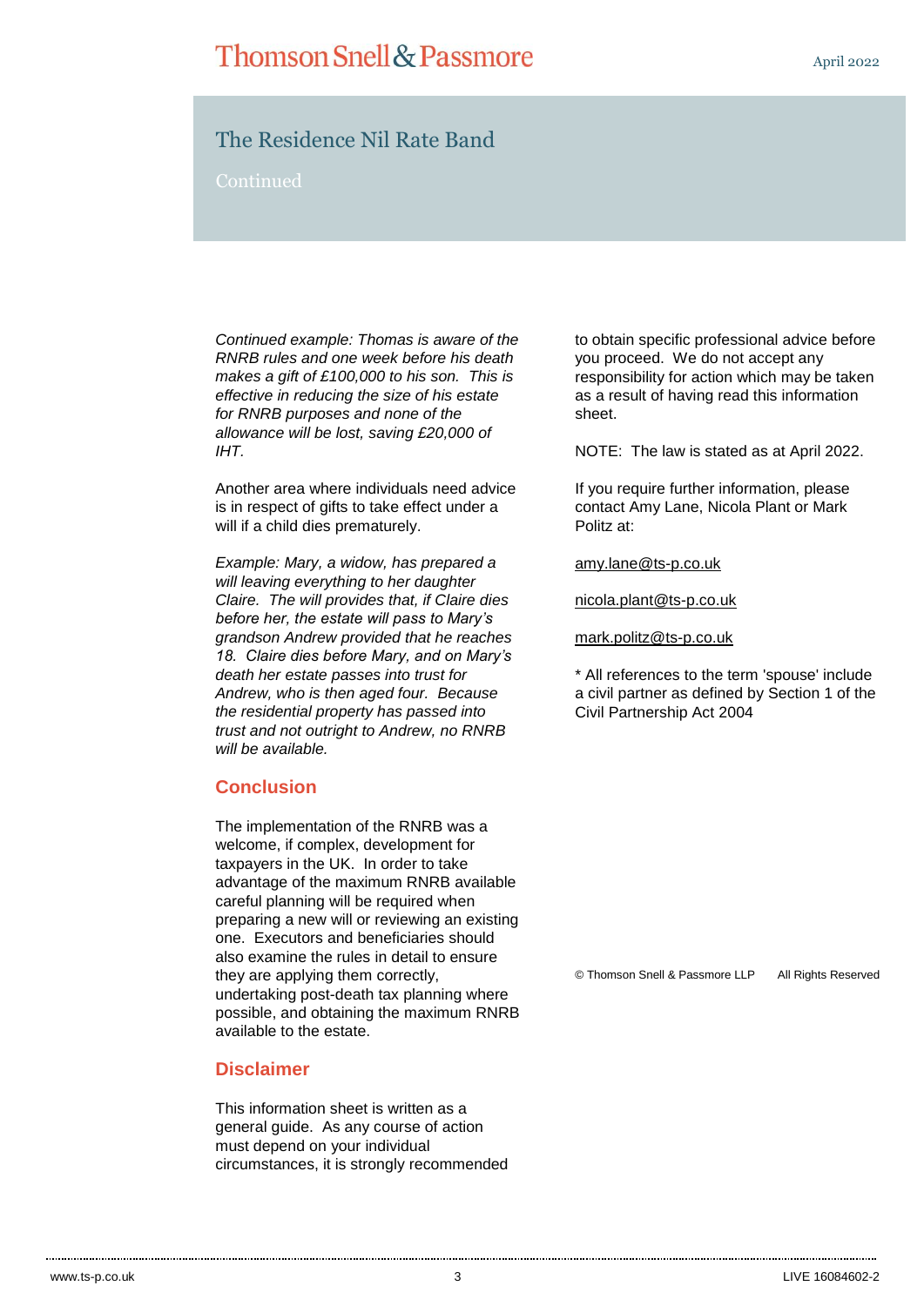## The Residence Nil Rate Band

Continued

*Continued example: Thomas is aware of the RNRB rules and one week before his death makes a gift of £100,000 to his son. This is effective in reducing the size of his estate for RNRB purposes and none of the allowance will be lost, saving £20,000 of IHT.*

Another area where individuals need advice is in respect of gifts to take effect under a will if a child dies prematurely.

*Example: Mary, a widow, has prepared a will leaving everything to her daughter Claire. The will provides that, if Claire dies before her, the estate will pass to Mary's grandson Andrew provided that he reaches 18. Claire dies before Mary, and on Mary's death her estate passes into trust for Andrew, who is then aged four. Because the residential property has passed into trust and not outright to Andrew, no RNRB will be available.*

### Conclusion

The implementation of the RNRB was a welcome, if complex, development for taxpayers in the UK. In order to take advantage of the maximum RNRB available careful planning will be required when preparing a new will or reviewing an existing one. Executors and beneficiaries should also examine the rules in detail to ensure they are applying them correctly, undertaking post-death tax planning where possible, and obtaining the maximum RNRB available to the estate.

### Disclaimer

This information sheet is written as a general guide. As any course of action must depend on your individual circumstances, it is strongly recommended to obtain specific professional advice before you proceed. We do not accept any responsibility for action which may be taken as a result of having read this information sheet.

NOTE: The law is stated as at April 2022.

If you require further information, please contact Amy Lane, Nicola Plant or Mark Politz at:

amy.lane@ts-p.co.uk

nicola.plant@ts-p.co.uk

mark.politz@ts-p.co.uk

* All references to the term 'spouse' include a civil partner as defined by Section 1 of the Civil Partnership Act 2004

© Thomson Snell & Passmore LLP All Rights Reserved